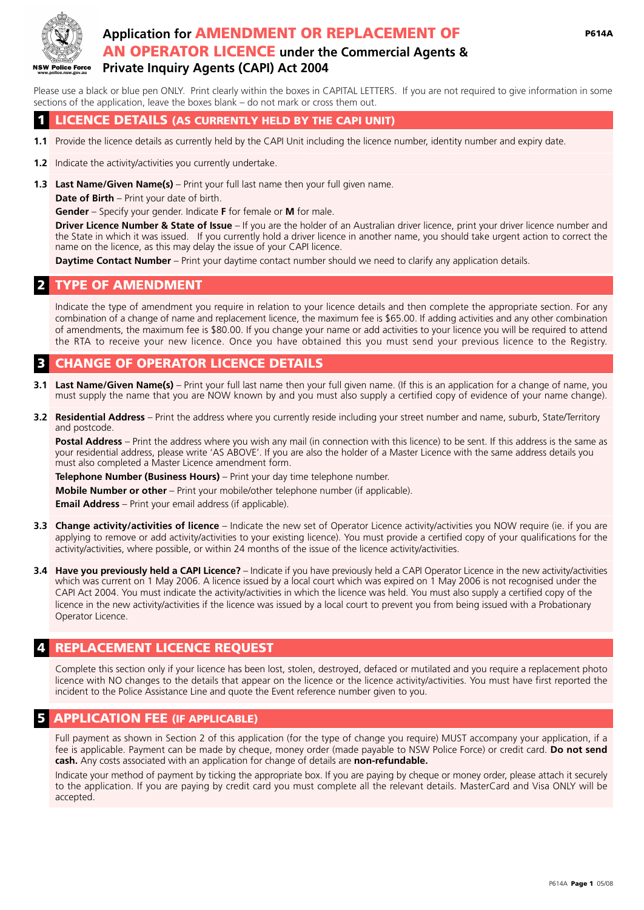P614A

# Application for AMENDMENT OR REPLACEMENT OF AN OPERATOR LICENCE under the Commercial Agents & Private Inquiry Agents (CAPI) Act 2004

NSW Police Force
www.police.nsw.gov.au

Please use a black or blue pen ONLY. Print clearly within the boxes in CAPITAL LETTERS. If you are not required to give information in some sections of the application, leave the boxes blank – do not mark or cross them out.

## 1 LICENCE DETAILS (AS CURRENTLY HELD BY THE CAPI UNIT)

**1.1** Provide the licence details as currently held by the CAPI Unit including the licence number, identity number and expiry date.

**1.2** Indicate the activity/activities you currently undertake.

**1.3** **Last Name/Given Name(s)** – Print your full last name then your full given name.

**Date of Birth** – Print your date of birth.

**Gender** – Specify your gender. Indicate **F** for female or **M** for male.

**Driver Licence Number & State of Issue** – If you are the holder of an Australian driver licence, print your driver licence number and the State in which it was issued. If you currently hold a driver licence in another name, you should take urgent action to correct the name on the licence, as this may delay the issue of your CAPI licence.

**Daytime Contact Number** – Print your daytime contact number should we need to clarify any application details.

## 2 TYPE OF AMENDMENT

Indicate the type of amendment you require in relation to your licence details and then complete the appropriate section. For any combination of a change of name and replacement licence, the maximum fee is $65.00. If adding activities and any other combination of amendments, the maximum fee is $80.00. If you change your name or add activities to your licence you will be required to attend the RTA to receive your new licence. Once you have obtained this you must send your previous licence to the Registry.

## 3 CHANGE OF OPERATOR LICENCE DETAILS

**3.1** **Last Name/Given Name(s)** – Print your full last name then your full given name. (If this is an application for a change of name, you must supply the name that you are NOW known by and you must also supply a certified copy of evidence of your name change).

**3.2** **Residential Address** – Print the address where you currently reside including your street number and name, suburb, State/Territory and postcode.

**Postal Address** – Print the address where you wish any mail (in connection with this licence) to be sent. If this address is the same as your residential address, please write 'AS ABOVE'. If you are also the holder of a Master Licence with the same address details you must also completed a Master Licence amendment form.

**Telephone Number (Business Hours)** – Print your day time telephone number.

**Mobile Number or other** – Print your mobile/other telephone number (if applicable).

**Email Address** – Print your email address (if applicable).

**3.3** **Change activity/activities of licence** – Indicate the new set of Operator Licence activity/activities you NOW require (ie. if you are applying to remove or add activity/activities to your existing licence). You must provide a certified copy of your qualifications for the activity/activities, where possible, or within 24 months of the issue of the licence activity/activities.

**3.4** **Have you previously held a CAPI Licence?** – Indicate if you have previously held a CAPI Operator Licence in the new activity/activities which was current on 1 May 2006. A licence issued by a local court which was expired on 1 May 2006 is not recognised under the CAPI Act 2004. You must indicate the activity/activities in which the licence was held. You must also supply a certified copy of the licence in the new activity/activities if the licence was issued by a local court to prevent you from being issued with a Probationary Operator Licence.

## 4 REPLACEMENT LICENCE REQUEST

Complete this section only if your licence has been lost, stolen, destroyed, defaced or mutilated and you require a replacement photo licence with NO changes to the details that appear on the licence or the licence activity/activities. You must have first reported the incident to the Police Assistance Line and quote the Event reference number given to you.

## 5 APPLICATION FEE (IF APPLICABLE)

Full payment as shown in Section 2 of this application (for the type of change you require) MUST accompany your application, if a fee is applicable. Payment can be made by cheque, money order (made payable to NSW Police Force) or credit card. **Do not send cash.** Any costs associated with an application for change of details are **non-refundable.**

Indicate your method of payment by ticking the appropriate box. If you are paying by cheque or money order, please attach it securely to the application. If you are paying by credit card you must complete all the relevant details. MasterCard and Visa ONLY will be accepted.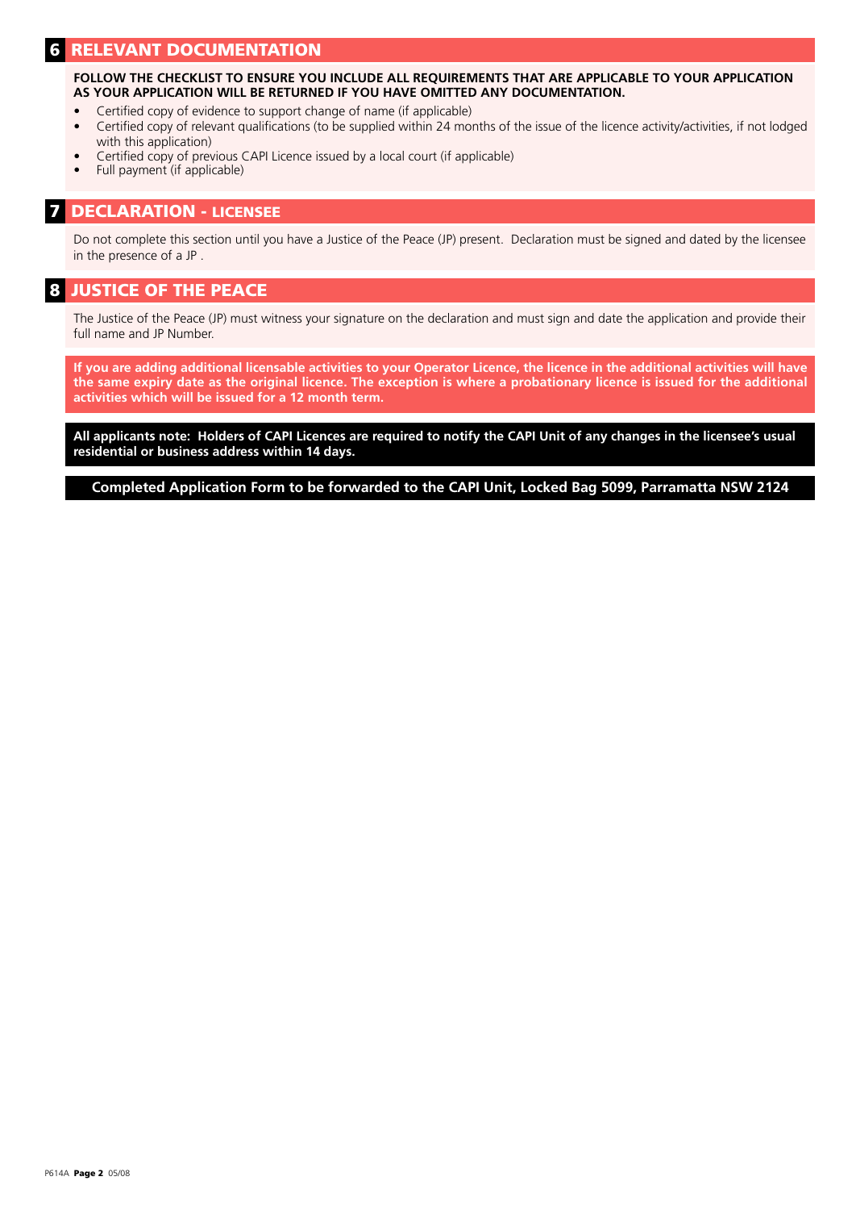## 6 RELEVANT DOCUMENTATION

**FOLLOW THE CHECKLIST TO ENSURE YOU INCLUDE ALL REQUIREMENTS THAT ARE APPLICABLE TO YOUR APPLICATION AS YOUR APPLICATION WILL BE RETURNED IF YOU HAVE OMITTED ANY DOCUMENTATION.**

- Certified copy of evidence to support change of name (if applicable)
- Certified copy of relevant qualifications (to be supplied within 24 months of the issue of the licence activity/activities, if not lodged with this application)
- Certified copy of previous CAPI Licence issued by a local court (if applicable)
- Full payment (if applicable)

## 7 DECLARATION - LICENSEE

Do not complete this section until you have a Justice of the Peace (JP) present. Declaration must be signed and dated by the licensee in the presence of a JP .

## 8 JUSTICE OF THE PEACE

The Justice of the Peace (JP) must witness your signature on the declaration and must sign and date the application and provide their full name and JP Number.

**If you are adding additional licensable activities to your Operator Licence, the licence in the additional activities will have the same expiry date as the original licence. The exception is where a probationary licence is issued for the additional activities which will be issued for a 12 month term.**

**All applicants note: Holders of CAPI Licences are required to notify the CAPI Unit of any changes in the licensee's usual residential or business address within 14 days.**

**Completed Application Form to be forwarded to the CAPI Unit, Locked Bag 5099, Parramatta NSW 2124**

P614A **Page 2** 05/08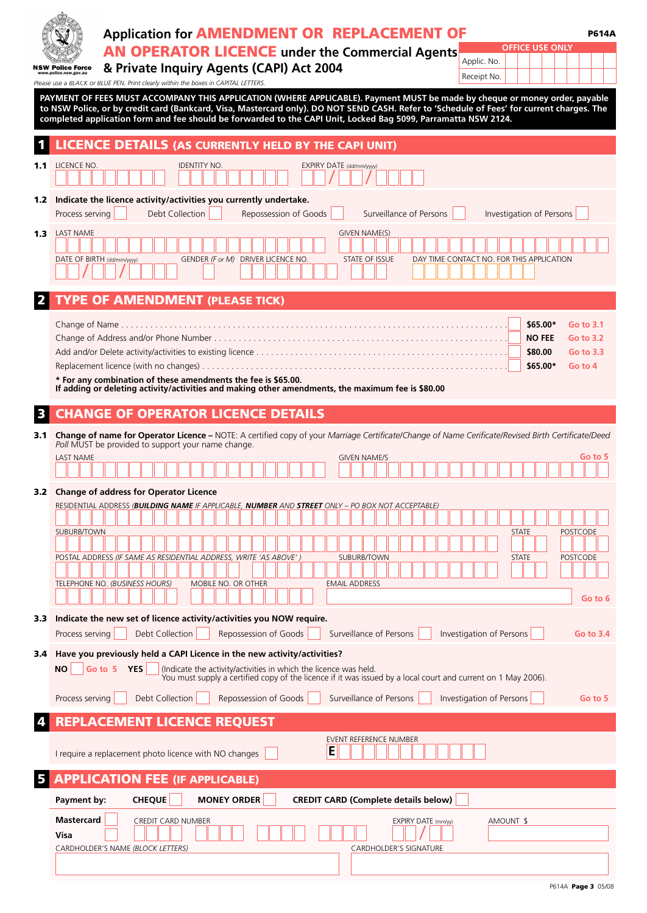# Application for AMENDMENT OR REPLACEMENT OF AN OPERATOR LICENCE under the Commercial Agents & Private Inquiry Agents (CAPI) Act 2004

**P614A**

NSW Police Force
www.police.nsw.gov.au

**OFFICE USE ONLY**

Applic. No.

Receipt No.

*Please use a BLACK or BLUE PEN. Print clearly within the boxes in CAPITAL LETTERS.*

**PAYMENT OF FEES MUST ACCOMPANY THIS APPLICATION (WHERE APPLICABLE). Payment MUST be made by cheque or money order, payable to NSW Police, or by credit card (Bankcard, Visa, Mastercard only). DO NOT SEND CASH. Refer to 'Schedule of Fees' for current charges. The completed application form and fee should be forwarded to the CAPI Unit, Locked Bag 5099, Parramatta NSW 2124.**

## 1 LICENCE DETAILS (AS CURRENTLY HELD BY THE CAPI UNIT)

**1.1** LICENCE NO. IDENTITY NO. EXPIRY DATE *(dd/mm/yyyy)* / /

**1.2 Indicate the licence activity/activities you currently undertake.**

Process serving ☐ Debt Collection ☐ Repossession of Goods ☐ Surveillance of Persons ☐ Investigation of Persons ☐

**1.3** LAST NAME GIVEN NAME(S)

DATE OF BIRTH *(dd/mm/yyyy)* / / GENDER *(F or M)* DRIVER LICENCE NO. STATE OF ISSUE DAY TIME CONTACT NO. FOR THIS APPLICATION

## 2 TYPE OF AMENDMENT (PLEASE TICK)

| | | | |
|---|---|---|---|
| Change of Name | ☐ | $65.00* | Go to 3.1 |
| Change of Address and/or Phone Number | | NO FEE | Go to 3.2 |
| Add and/or Delete activity/activities to existing licence | | $80.00 | Go to 3.3 |
| Replacement licence (with no changes) | ☐ | $65.00* | Go to 4 |

**\* For any combination of these amendments the fee is $65.00.**
**If adding or deleting activity/activities and making other amendments, the maximum fee is $80.00**

## 3 CHANGE OF OPERATOR LICENCE DETAILS

**3.1 Change of name for Operator Licence** – NOTE: A certified copy of your *Marriage Certificate/Change of Name Cerificate/Revised Birth Certificate/Deed Poll* MUST be provided to support your name change.

LAST NAME GIVEN NAME/S **Go to 5**

**3.2 Change of address for Operator Licence**

RESIDENTIAL ADDRESS *(**BUILDING NAME** IF APPLICABLE, **NUMBER** AND **STREET** ONLY – PO BOX NOT ACCEPTABLE)*

SUBURB/TOWN STATE POSTCODE

POSTAL ADDRESS *(IF SAME AS RESIDENTIAL ADDRESS, WRITE 'AS ABOVE' )* SUBURB/TOWN STATE POSTCODE

TELEPHONE NO. *(BUSINESS HOURS)* MOBILE NO. OR OTHER EMAIL ADDRESS **Go to 6**

**3.3 Indicate the new set of licence activity/activities you NOW require.**

Process serving ☐ Debt Collection ☐ Repossession of Goods ☐ Surveillance of Persons ☐ Investigation of Persons ☐ **Go to 3.4**

**3.4 Have you previously held a CAPI Licence in the new activity/activities?**

**NO** ☐ **Go to 5** **YES** ☐ (Indicate the activity/activities in which the licence was held.
You must supply a certified copy of the licence if it was issued by a local court and current on 1 May 2006).

Process serving ☐ Debt Collection ☐ Repossession of Goods ☐ Surveillance of Persons ☐ Investigation of Persons ☐ **Go to 5**

## 4 REPLACEMENT LICENCE REQUEST

I require a replacement photo licence with NO changes ☐

EVENT REFERENCE NUMBER **E**

## 5 APPLICATION FEE (IF APPLICABLE)

**Payment by:** **CHEQUE** ☐ **MONEY ORDER** ☐ **CREDIT CARD (Complete details below)** ☐

**Mastercard** ☐ **Visa** ☐ CREDIT CARD NUMBER EXPIRY DATE *(mm/yy)* / AMOUNT $

CARDHOLDER'S NAME *(BLOCK LETTERS)* CARDHOLDER'S SIGNATURE

P614A **Page 3** 05/08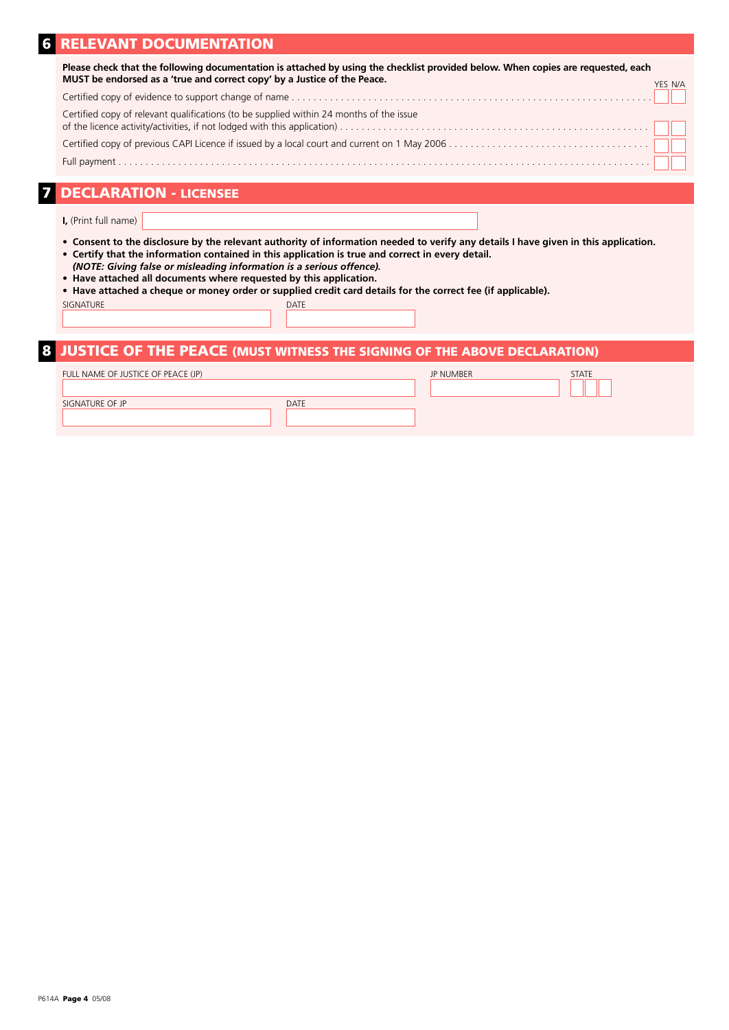## 6 RELEVANT DOCUMENTATION

**Please check that the following documentation is attached by using the checklist provided below. When copies are requested, each MUST be endorsed as a 'true and correct copy' by a Justice of the Peace.**

| | YES | N/A |
|---|---|---|
| Certified copy of evidence to support change of name | | |
| Certified copy of relevant qualifications (to be supplied within 24 months of the issue of the licence activity/activities, if not lodged with this application) | | |
| Certified copy of previous CAPI Licence if issued by a local court and current on 1 May 2006 | | |
| Full payment | | |

## 7 DECLARATION - LICENSEE

**I,** (Print full name)

- **Consent to the disclosure by the relevant authority of information needed to verify any details I have given in this application.**
- **Certify that the information contained in this application is true and correct in every detail.** ***(NOTE: Giving false or misleading information is a serious offence).***
- **Have attached all documents where requested by this application.**
- **Have attached a cheque or money order or supplied credit card details for the correct fee (if applicable).**

SIGNATURE

DATE

## 8 JUSTICE OF THE PEACE (MUST WITNESS THE SIGNING OF THE ABOVE DECLARATION)

FULL NAME OF JUSTICE OF PEACE (JP)

JP NUMBER

STATE

SIGNATURE OF JP

DATE

P614A